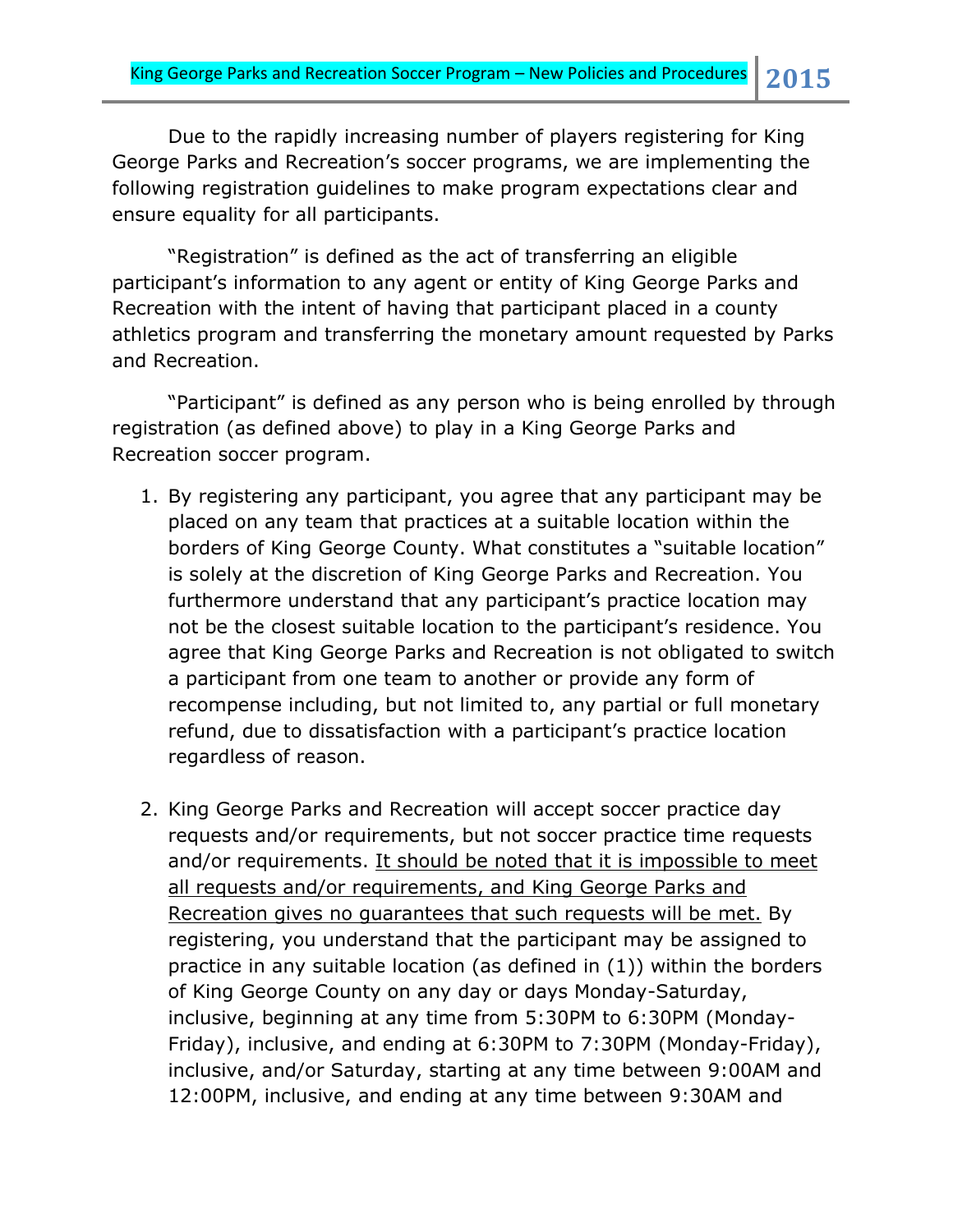Due to the rapidly increasing number of players registering for King George Parks and Recreation's soccer programs, we are implementing the following registration guidelines to make program expectations clear and ensure equality for all participants.

"Registration" is defined as the act of transferring an eligible participant's information to any agent or entity of King George Parks and Recreation with the intent of having that participant placed in a county athletics program and transferring the monetary amount requested by Parks and Recreation.

"Participant" is defined as any person who is being enrolled by through registration (as defined above) to play in a King George Parks and Recreation soccer program.

1. By registering any participant, you agree that any participant may be placed on any team that practices at a suitable location within the borders of King George County. What constitutes a "suitable location" is solely at the discretion of King George Parks and Recreation. You furthermore understand that any participant's practice location may not be the closest suitable location to the participant's residence. You agree that King George Parks and Recreation is not obligated to switch a participant from one team to another or provide any form of recompense including, but not limited to, any partial or full monetary refund, due to dissatisfaction with a participant's practice location regardless of reason.

2. King George Parks and Recreation will accept soccer practice day requests and/or requirements, but not soccer practice time requests and/or requirements. <u>It should be noted that it is impossible to meet all requests and/or requirements, and King George Parks and Recreation gives no guarantees that such requests will be met.</u> By registering, you understand that the participant may be assigned to practice in any suitable location (as defined in (1)) within the borders of King George County on any day or days Monday-Saturday, inclusive, beginning at any time from 5:30PM to 6:30PM (Monday-Friday), inclusive, and ending at 6:30PM to 7:30PM (Monday-Friday), inclusive, and/or Saturday, starting at any time between 9:00AM and 12:00PM, inclusive, and ending at any time between 9:30AM and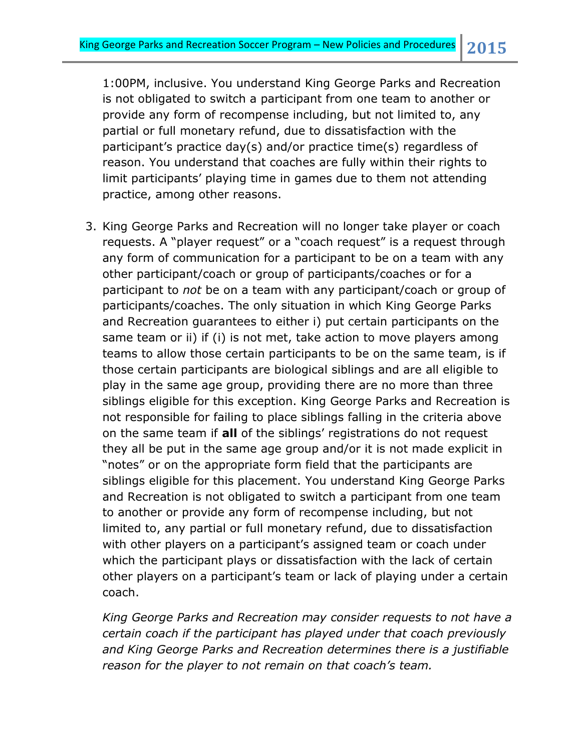1:00PM, inclusive. You understand King George Parks and Recreation is not obligated to switch a participant from one team to another or provide any form of recompense including, but not limited to, any partial or full monetary refund, due to dissatisfaction with the participant's practice day(s) and/or practice time(s) regardless of reason. You understand that coaches are fully within their rights to limit participants' playing time in games due to them not attending practice, among other reasons.

3. King George Parks and Recreation will no longer take player or coach requests. A "player request" or a "coach request" is a request through any form of communication for a participant to be on a team with any other participant/coach or group of participants/coaches or for a participant to *not* be on a team with any participant/coach or group of participants/coaches. The only situation in which King George Parks and Recreation guarantees to either i) put certain participants on the same team or ii) if (i) is not met, take action to move players among teams to allow those certain participants to be on the same team, is if those certain participants are biological siblings and are all eligible to play in the same age group, providing there are no more than three siblings eligible for this exception. King George Parks and Recreation is not responsible for failing to place siblings falling in the criteria above on the same team if **all** of the siblings' registrations do not request they all be put in the same age group and/or it is not made explicit in "notes" or on the appropriate form field that the participants are siblings eligible for this placement. You understand King George Parks and Recreation is not obligated to switch a participant from one team to another or provide any form of recompense including, but not limited to, any partial or full monetary refund, due to dissatisfaction with other players on a participant's assigned team or coach under which the participant plays or dissatisfaction with the lack of certain other players on a participant's team or lack of playing under a certain coach.

   *King George Parks and Recreation may consider requests to not have a certain coach if the participant has played under that coach previously and King George Parks and Recreation determines there is a justifiable reason for the player to not remain on that coach's team.*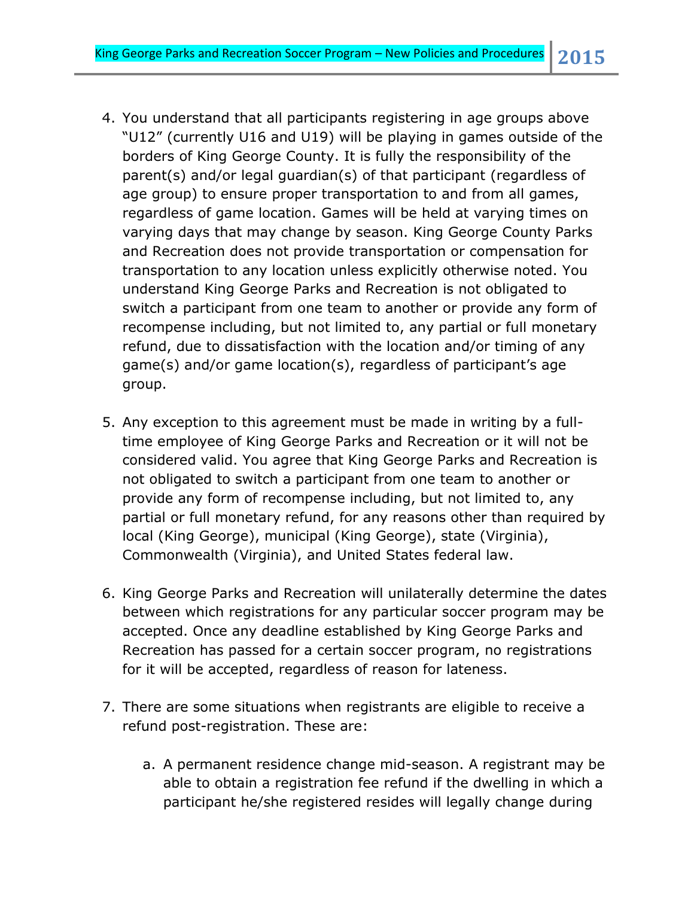4. You understand that all participants registering in age groups above "U12" (currently U16 and U19) will be playing in games outside of the borders of King George County. It is fully the responsibility of the parent(s) and/or legal guardian(s) of that participant (regardless of age group) to ensure proper transportation to and from all games, regardless of game location. Games will be held at varying times on varying days that may change by season. King George County Parks and Recreation does not provide transportation or compensation for transportation to any location unless explicitly otherwise noted. You understand King George Parks and Recreation is not obligated to switch a participant from one team to another or provide any form of recompense including, but not limited to, any partial or full monetary refund, due to dissatisfaction with the location and/or timing of any game(s) and/or game location(s), regardless of participant's age group.

5. Any exception to this agreement must be made in writing by a full-time employee of King George Parks and Recreation or it will not be considered valid. You agree that King George Parks and Recreation is not obligated to switch a participant from one team to another or provide any form of recompense including, but not limited to, any partial or full monetary refund, for any reasons other than required by local (King George), municipal (King George), state (Virginia), Commonwealth (Virginia), and United States federal law.

6. King George Parks and Recreation will unilaterally determine the dates between which registrations for any particular soccer program may be accepted. Once any deadline established by King George Parks and Recreation has passed for a certain soccer program, no registrations for it will be accepted, regardless of reason for lateness.

7. There are some situations when registrants are eligible to receive a refund post-registration. These are:

    a. A permanent residence change mid-season. A registrant may be able to obtain a registration fee refund if the dwelling in which a participant he/she registered resides will legally change during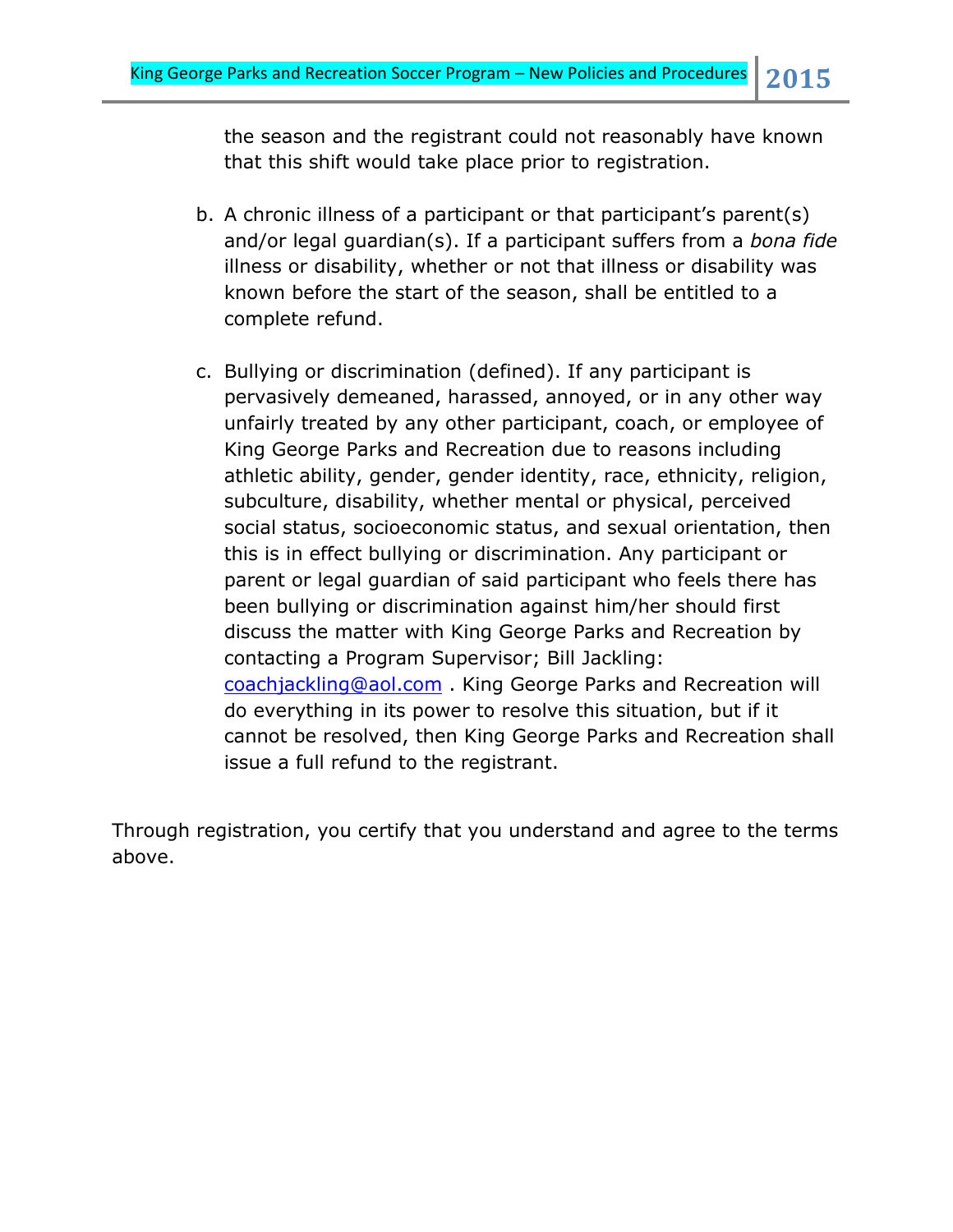the season and the registrant could not reasonably have known that this shift would take place prior to registration.

b. A chronic illness of a participant or that participant's parent(s) and/or legal guardian(s). If a participant suffers from a *bona fide* illness or disability, whether or not that illness or disability was known before the start of the season, shall be entitled to a complete refund.

c. Bullying or discrimination (defined). If any participant is pervasively demeaned, harassed, annoyed, or in any other way unfairly treated by any other participant, coach, or employee of King George Parks and Recreation due to reasons including athletic ability, gender, gender identity, race, ethnicity, religion, subculture, disability, whether mental or physical, perceived social status, socioeconomic status, and sexual orientation, then this is in effect bullying or discrimination. Any participant or parent or legal guardian of said participant who feels there has been bullying or discrimination against him/her should first discuss the matter with King George Parks and Recreation by contacting a Program Supervisor; Bill Jackling: coachjackling@aol.com . King George Parks and Recreation will do everything in its power to resolve this situation, but if it cannot be resolved, then King George Parks and Recreation shall issue a full refund to the registrant.

Through registration, you certify that you understand and agree to the terms above.